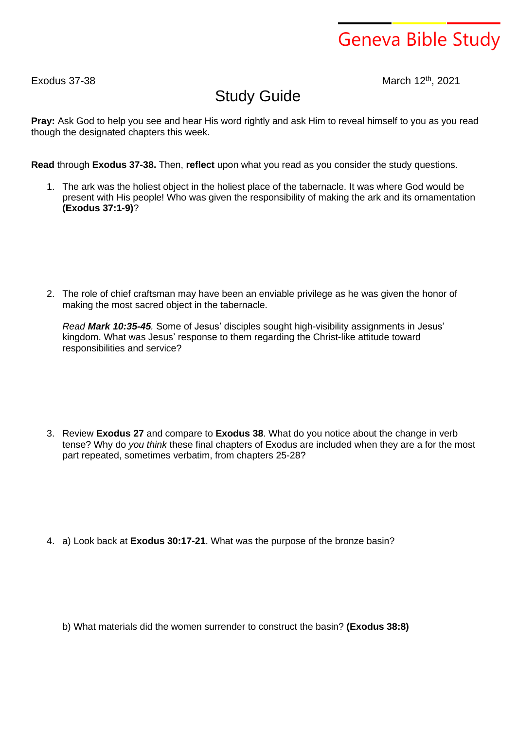Geneva Bible Study

Exodus 37-38 March 12th, 2021

# Study Guide

**Pray:** Ask God to help you see and hear His word rightly and ask Him to reveal himself to you as you read though the designated chapters this week.

**Read** through **Exodus 37-38.** Then, **reflect** upon what you read as you consider the study questions.

1. The ark was the holiest object in the holiest place of the tabernacle. It was where God would be present with His people! Who was given the responsibility of making the ark and its ornamentation **(Exodus 37:1-9)**?

2. The role of chief craftsman may have been an enviable privilege as he was given the honor of making the most sacred object in the tabernacle.

   *Read **Mark 10:35-45**.* Some of Jesus' disciples sought high-visibility assignments in Jesus' kingdom. What was Jesus' response to them regarding the Christ-like attitude toward responsibilities and service?

3. Review **Exodus 27** and compare to **Exodus 38**. What do you notice about the change in verb tense? Why do *you think* these final chapters of Exodus are included when they are a for the most part repeated, sometimes verbatim, from chapters 25-28?

4. a) Look back at **Exodus 30:17-21**. What was the purpose of the bronze basin?

   b) What materials did the women surrender to construct the basin? **(Exodus 38:8)**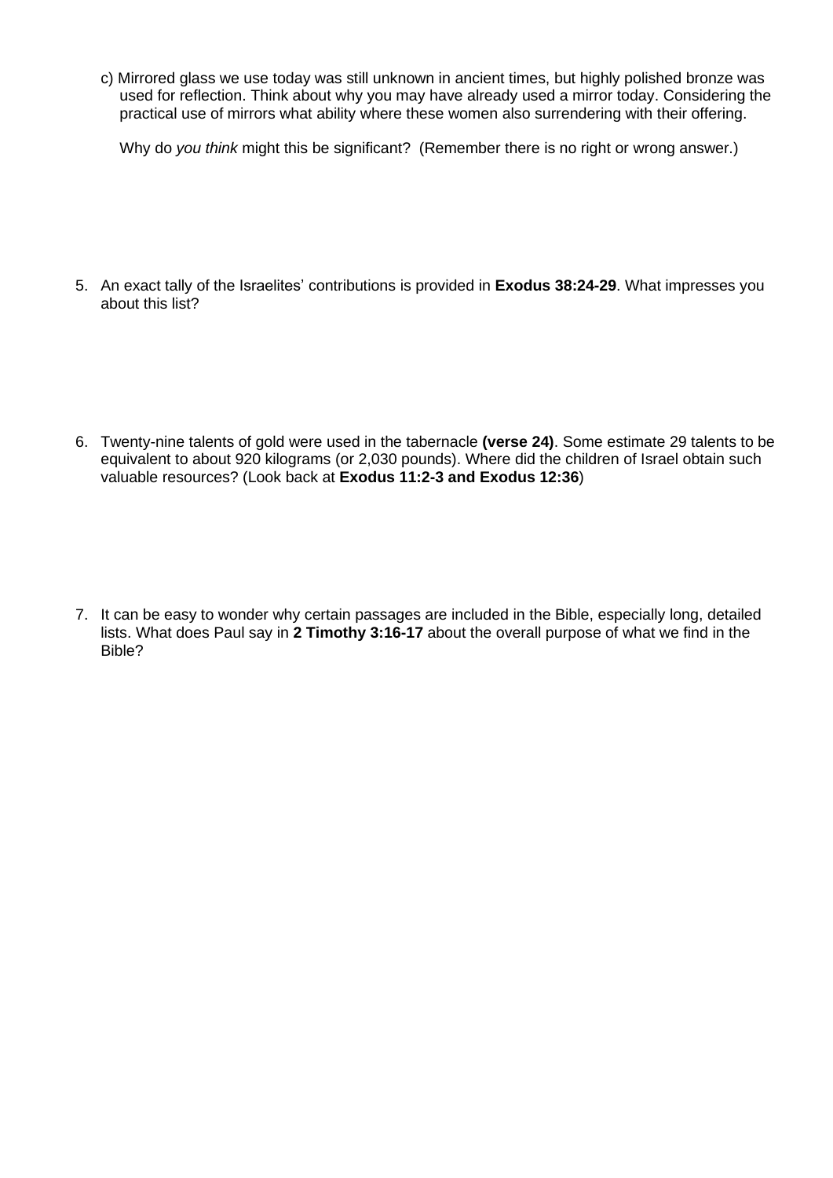c) Mirrored glass we use today was still unknown in ancient times, but highly polished bronze was used for reflection. Think about why you may have already used a mirror today. Considering the practical use of mirrors what ability where these women also surrendering with their offering.

Why do *you think* might this be significant? (Remember there is no right or wrong answer.)

5. An exact tally of the Israelites' contributions is provided in **Exodus 38:24-29**. What impresses you about this list?

6. Twenty-nine talents of gold were used in the tabernacle **(verse 24)**. Some estimate 29 talents to be equivalent to about 920 kilograms (or 2,030 pounds). Where did the children of Israel obtain such valuable resources? (Look back at **Exodus 11:2-3 and Exodus 12:36**)

7. It can be easy to wonder why certain passages are included in the Bible, especially long, detailed lists. What does Paul say in **2 Timothy 3:16-17** about the overall purpose of what we find in the Bible?